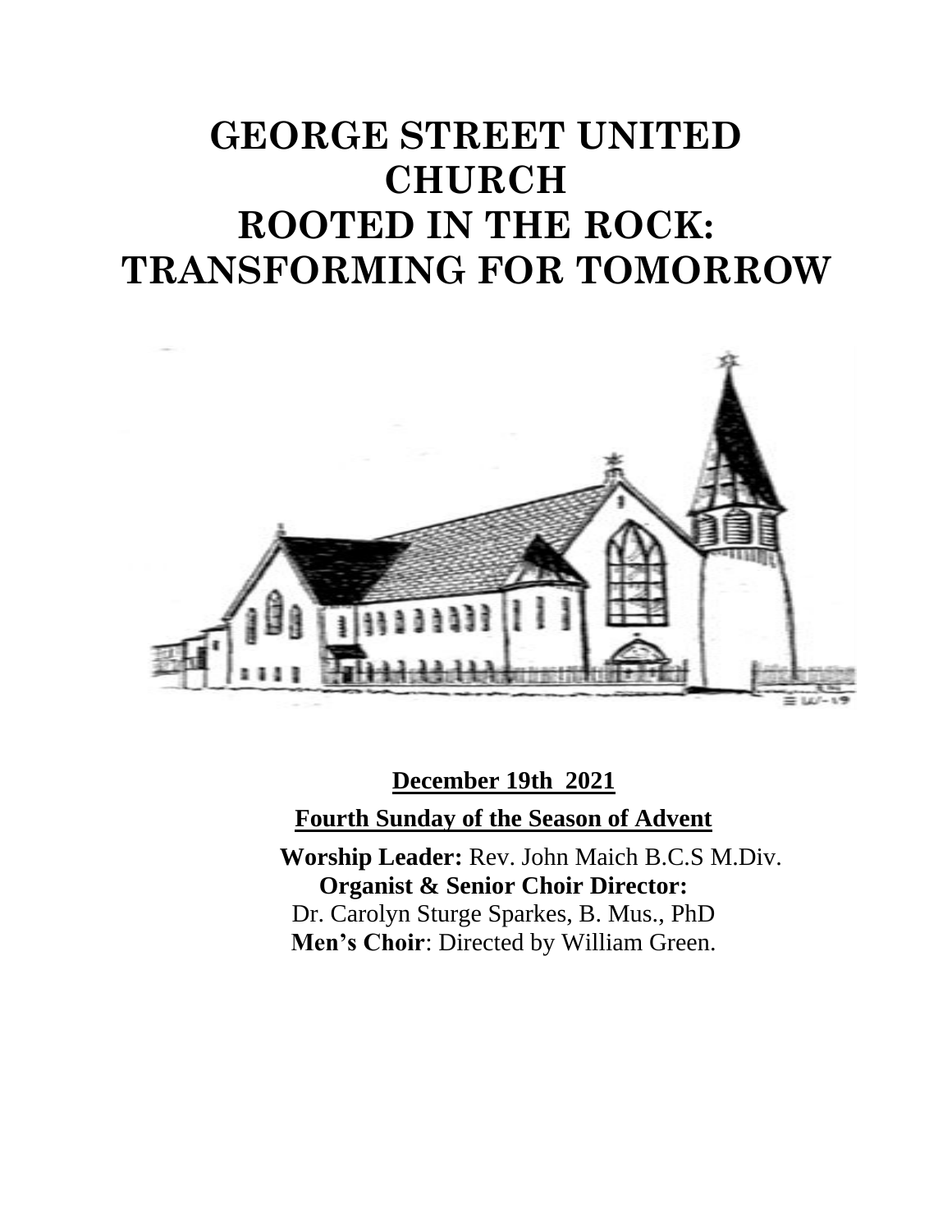# GEORGE STREET UNITED CHURCH
# ROOTED IN THE ROCK: TRANSFORMING FOR TOMORROW

**December 19th 2021**

**Fourth Sunday of the Season of Advent**

**Worship Leader:** Rev. John Maich B.C.S M.Div.
**Organist & Senior Choir Director:**
Dr. Carolyn Sturge Sparkes, B. Mus., PhD
**Men's Choir**: Directed by William Green.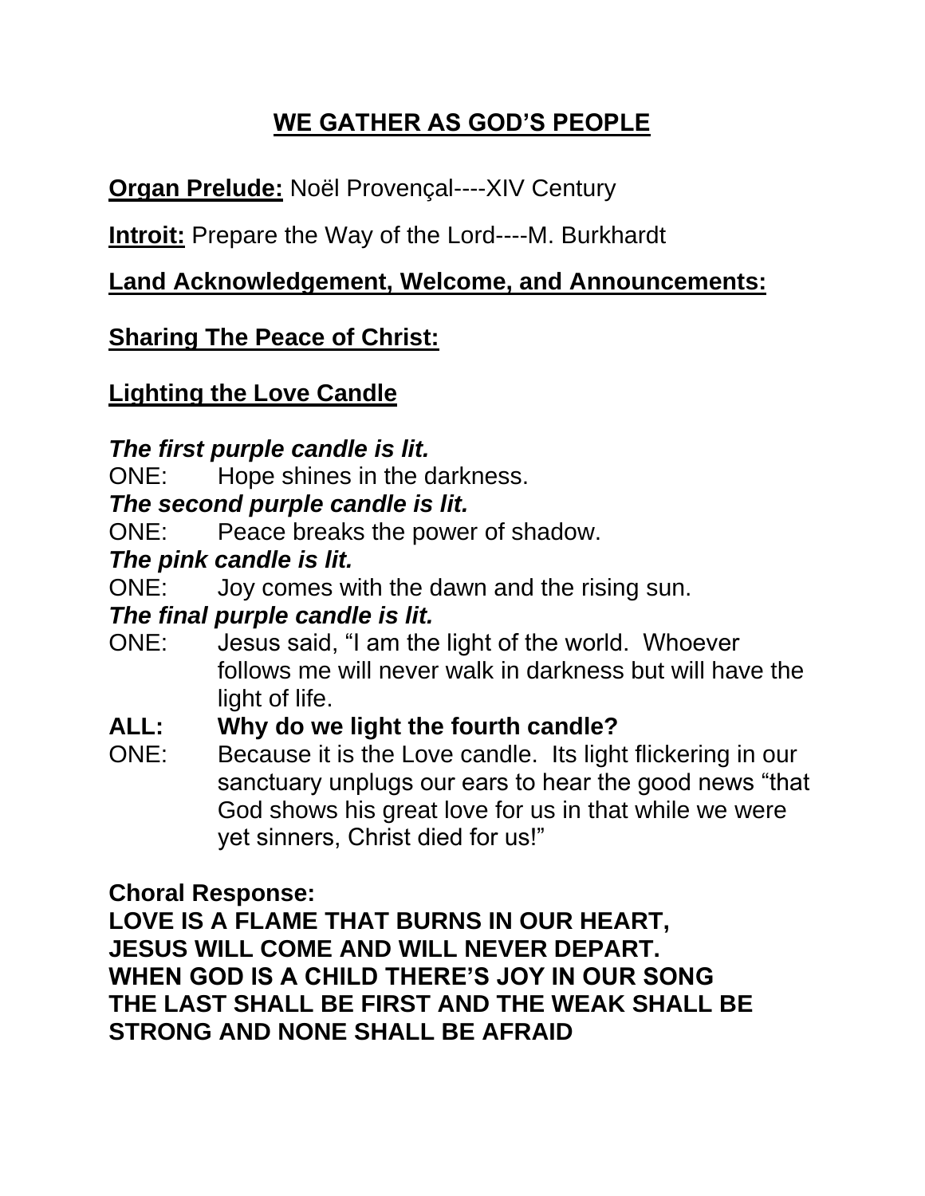## WE GATHER AS GOD'S PEOPLE

**Organ Prelude:** Noël Provençal----XIV Century

**Introit:** Prepare the Way of the Lord----M. Burkhardt

**Land Acknowledgement, Welcome, and Announcements:**

**Sharing The Peace of Christ:**

**Lighting the Love Candle**

***The first purple candle is lit.***

ONE: Hope shines in the darkness.

***The second purple candle is lit.***

ONE: Peace breaks the power of shadow.

***The pink candle is lit.***

ONE: Joy comes with the dawn and the rising sun.

***The final purple candle is lit.***

ONE: Jesus said, "I am the light of the world. Whoever follows me will never walk in darkness but will have the light of life.

**ALL: Why do we light the fourth candle?**

ONE: Because it is the Love candle. Its light flickering in our sanctuary unplugs our ears to hear the good news "that God shows his great love for us in that while we were yet sinners, Christ died for us!"

**Choral Response:**
**LOVE IS A FLAME THAT BURNS IN OUR HEART,**
**JESUS WILL COME AND WILL NEVER DEPART.**
**WHEN GOD IS A CHILD THERE'S JOY IN OUR SONG**
**THE LAST SHALL BE FIRST AND THE WEAK SHALL BE STRONG AND NONE SHALL BE AFRAID**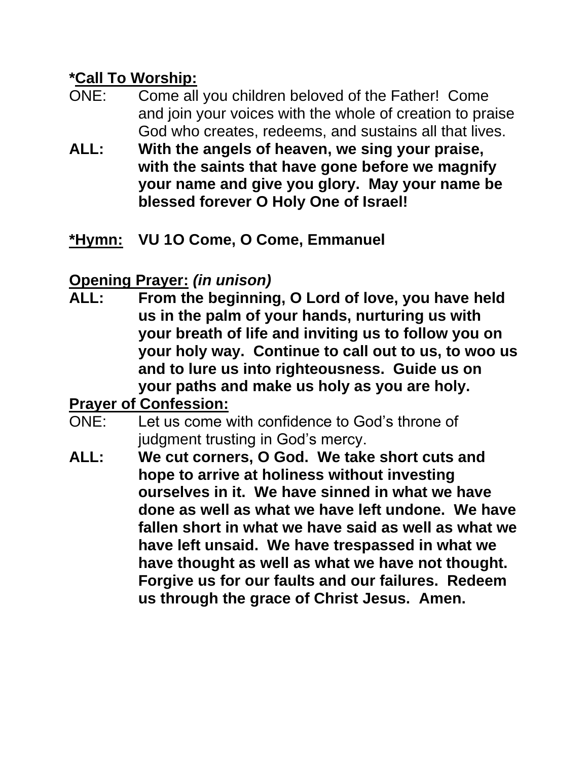**\*Call To Worship:**

ONE: Come all you children beloved of the Father! Come and join your voices with the whole of creation to praise God who creates, redeems, and sustains all that lives.

**ALL: With the angels of heaven, we sing your praise, with the saints that have gone before we magnify your name and give you glory. May your name be blessed forever O Holy One of Israel!**

**\*Hymn: VU 1O Come, O Come, Emmanuel**

**Opening Prayer:** ***(in unison)***

**ALL: From the beginning, O Lord of love, you have held us in the palm of your hands, nurturing us with your breath of life and inviting us to follow you on your holy way. Continue to call out to us, to woo us and to lure us into righteousness. Guide us on your paths and make us holy as you are holy.**

**Prayer of Confession:**

ONE: Let us come with confidence to God's throne of judgment trusting in God's mercy.

**ALL: We cut corners, O God. We take short cuts and hope to arrive at holiness without investing ourselves in it. We have sinned in what we have done as well as what we have left undone. We have fallen short in what we have said as well as what we have left unsaid. We have trespassed in what we have thought as well as what we have not thought. Forgive us for our faults and our failures. Redeem us through the grace of Christ Jesus. Amen.**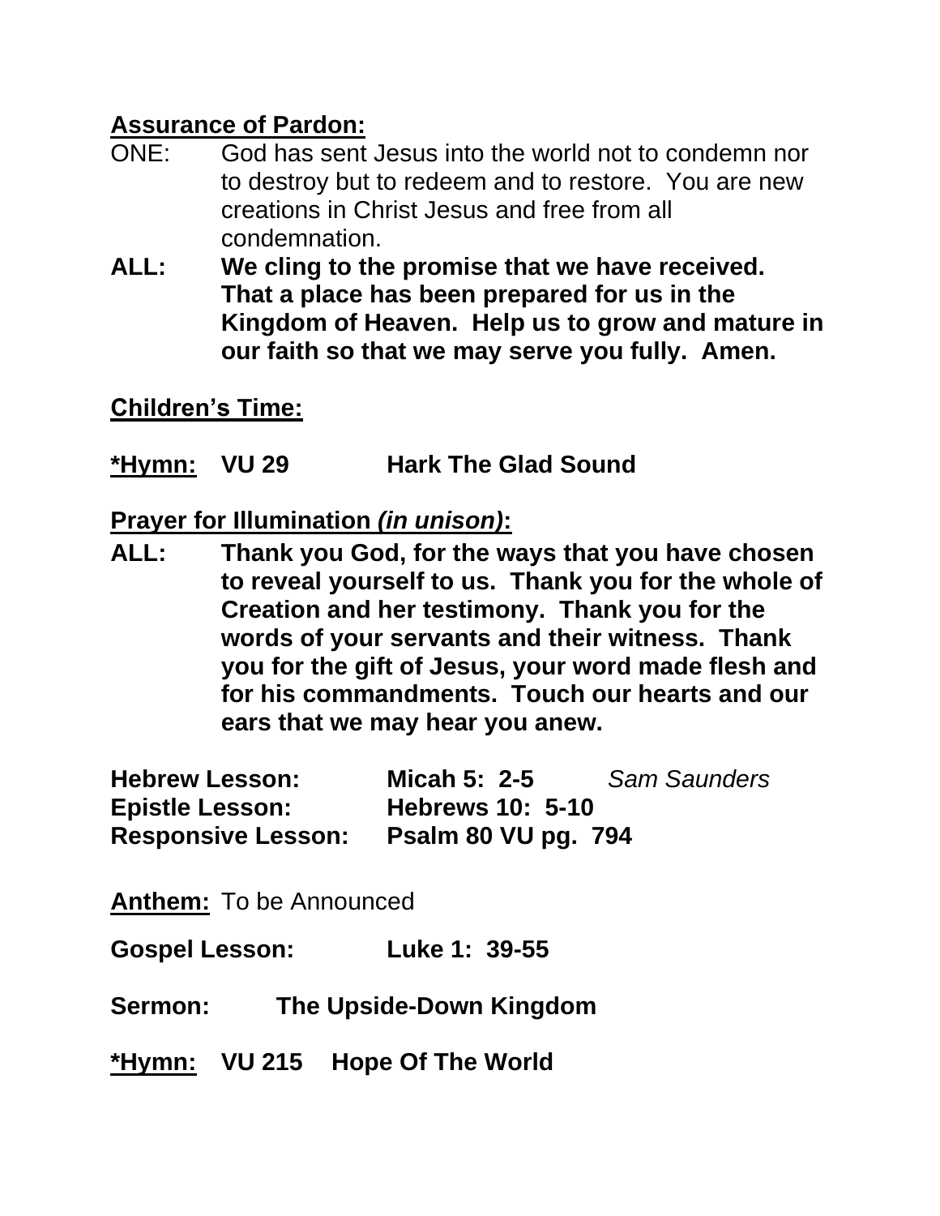**<u>Assurance of Pardon:</u>**

ONE: God has sent Jesus into the world not to condemn nor to destroy but to redeem and to restore. You are new creations in Christ Jesus and free from all condemnation.

**ALL: We cling to the promise that we have received. That a place has been prepared for us in the Kingdom of Heaven. Help us to grow and mature in our faith so that we may serve you fully. Amen.**

**<u>Children's Time:</u>**

**<u>*Hymn:</u> VU 29 Hark The Glad Sound**

**<u>Prayer for Illumination *(in unison)*</u>:**

**ALL: Thank you God, for the ways that you have chosen to reveal yourself to us. Thank you for the whole of Creation and her testimony. Thank you for the words of your servants and their witness. Thank you for the gift of Jesus, your word made flesh and for his commandments. Touch our hearts and our ears that we may hear you anew.**

**Hebrew Lesson:** **Micah 5: 2-5** *Sam Saunders*
**Epistle Lesson:** **Hebrews 10: 5-10**
**Responsive Lesson:** **Psalm 80 VU pg. 794**

**<u>Anthem:</u>** To be Announced

**Gospel Lesson: Luke 1: 39-55**

**Sermon: The Upside-Down Kingdom**

**<u>*Hymn:</u> VU 215 Hope Of The World**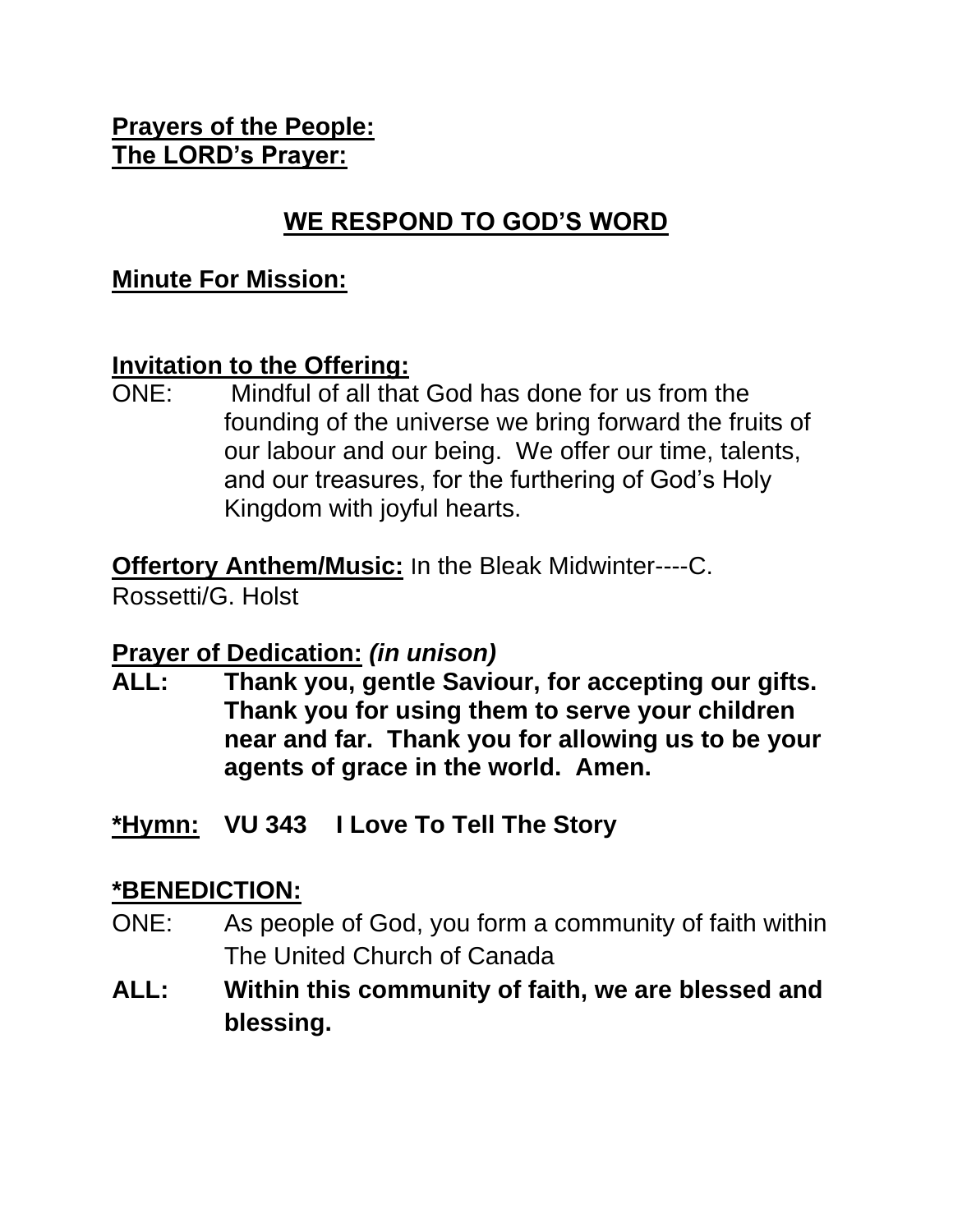**<u>Prayers of the People:</u>**
**<u>The LORD's Prayer:</u>**

## <u>WE RESPOND TO GOD'S WORD</u>

**<u>Minute For Mission:</u>**

**<u>Invitation to the Offering:</u>**

ONE: Mindful of all that God has done for us from the founding of the universe we bring forward the fruits of our labour and our being. We offer our time, talents, and our treasures, for the furthering of God's Holy Kingdom with joyful hearts.

**<u>Offertory Anthem/Music:</u>** In the Bleak Midwinter----C. Rossetti/G. Holst

**<u>Prayer of Dedication:</u>** ***(in unison)***

**ALL: Thank you, gentle Saviour, for accepting our gifts. Thank you for using them to serve your children near and far. Thank you for allowing us to be your agents of grace in the world. Amen.**

**<u>*Hymn:</u> VU 343 I Love To Tell The Story**

**<u>*BENEDICTION:</u>**

ONE: As people of God, you form a community of faith within The United Church of Canada

**ALL: Within this community of faith, we are blessed and blessing.**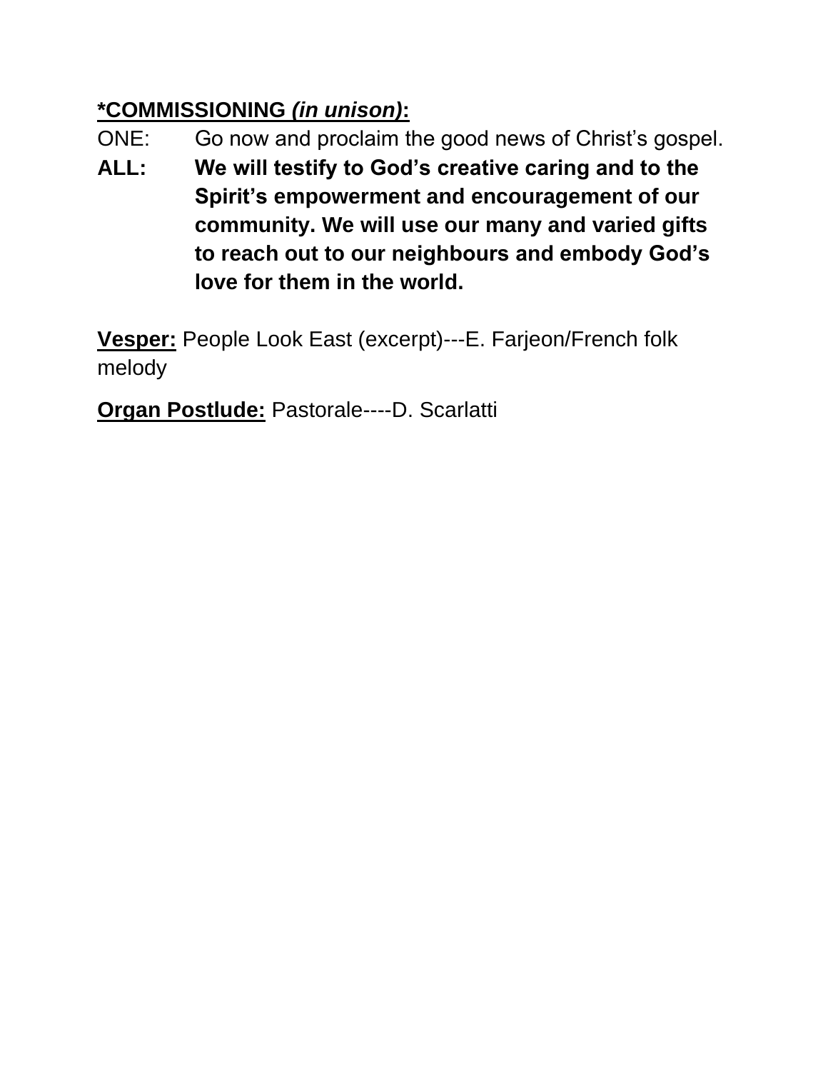***COMMISSIONING *(in unison)*:**

ONE: Go now and proclaim the good news of Christ's gospel.

**ALL: We will testify to God's creative caring and to the Spirit's empowerment and encouragement of our community. We will use our many and varied gifts to reach out to our neighbours and embody God's love for them in the world.**

**Vesper:** People Look East (excerpt)---E. Farjeon/French folk melody

**Organ Postlude:** Pastorale----D. Scarlatti